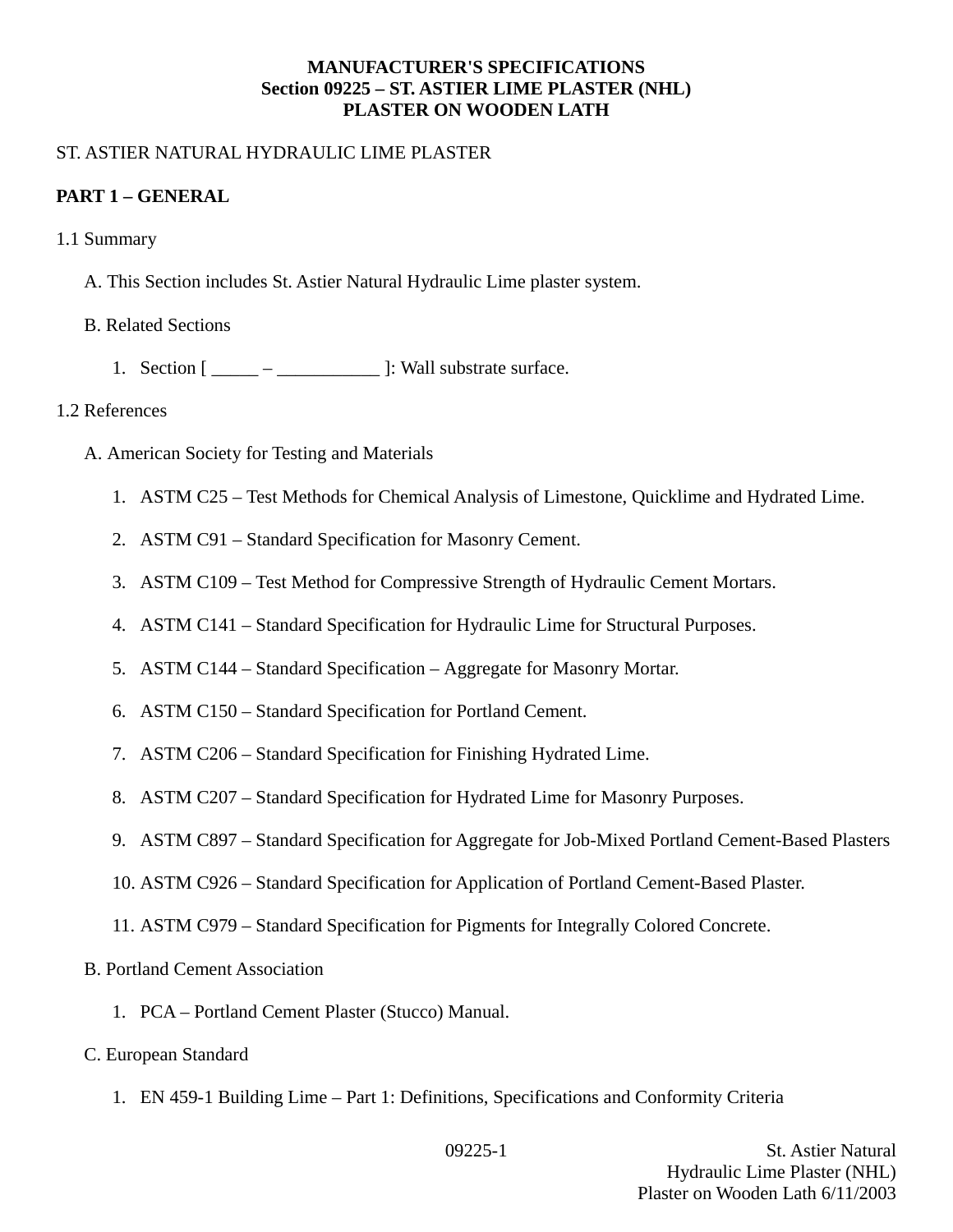**MANUFACTURER'S SPECIFICATIONS**
**Section 09225 – ST. ASTIER LIME PLASTER (NHL)**
**PLASTER ON WOODEN LATH**

ST. ASTIER NATURAL HYDRAULIC LIME PLASTER

## PART 1 – GENERAL

1.1 Summary

A. This Section includes St. Astier Natural Hydraulic Lime plaster system.

B. Related Sections

1. Section [ _____ – ___________ ]: Wall substrate surface.

1.2 References

A. American Society for Testing and Materials

1. ASTM C25 – Test Methods for Chemical Analysis of Limestone, Quicklime and Hydrated Lime.
2. ASTM C91 – Standard Specification for Masonry Cement.
3. ASTM C109 – Test Method for Compressive Strength of Hydraulic Cement Mortars.
4. ASTM C141 – Standard Specification for Hydraulic Lime for Structural Purposes.
5. ASTM C144 – Standard Specification – Aggregate for Masonry Mortar.
6. ASTM C150 – Standard Specification for Portland Cement.
7. ASTM C206 – Standard Specification for Finishing Hydrated Lime.
8. ASTM C207 – Standard Specification for Hydrated Lime for Masonry Purposes.
9. ASTM C897 – Standard Specification for Aggregate for Job-Mixed Portland Cement-Based Plasters
10. ASTM C926 – Standard Specification for Application of Portland Cement-Based Plaster.
11. ASTM C979 – Standard Specification for Pigments for Integrally Colored Concrete.

B. Portland Cement Association

1. PCA – Portland Cement Plaster (Stucco) Manual.

C. European Standard

1. EN 459-1 Building Lime – Part 1: Definitions, Specifications and Conformity Criteria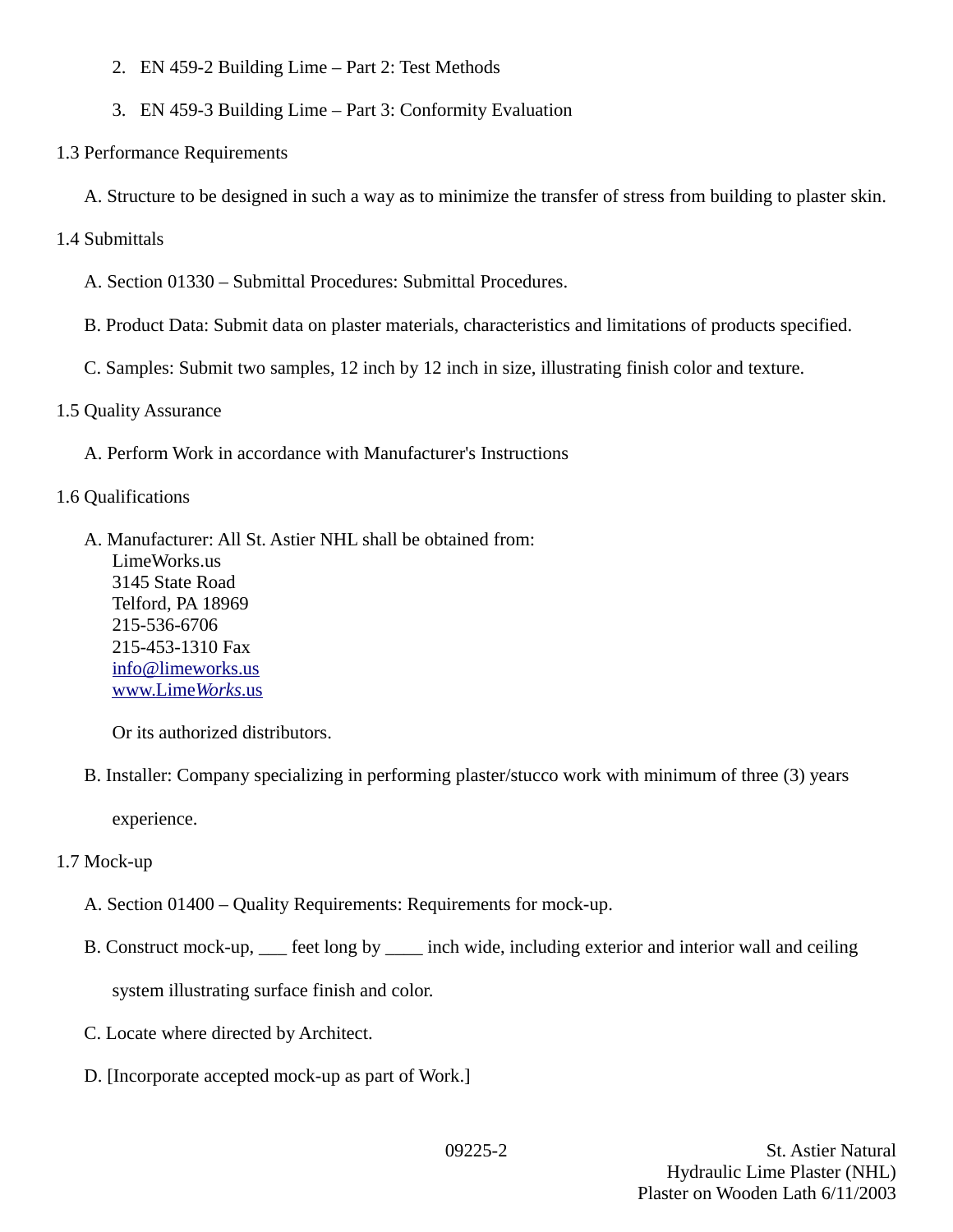2. EN 459-2 Building Lime – Part 2: Test Methods

3. EN 459-3 Building Lime – Part 3: Conformity Evaluation

1.3 Performance Requirements

A. Structure to be designed in such a way as to minimize the transfer of stress from building to plaster skin.

1.4 Submittals

A. Section 01330 – Submittal Procedures: Submittal Procedures.

B. Product Data: Submit data on plaster materials, characteristics and limitations of products specified.

C. Samples: Submit two samples, 12 inch by 12 inch in size, illustrating finish color and texture.

1.5 Quality Assurance

A. Perform Work in accordance with Manufacturer's Instructions

1.6 Qualifications

A. Manufacturer: All St. Astier NHL shall be obtained from:
LimeWorks.us
3145 State Road
Telford, PA 18969
215-536-6706
215-453-1310 Fax
info@limeworks.us
www.Lime*Works*.us

Or its authorized distributors.

B. Installer: Company specializing in performing plaster/stucco work with minimum of three (3) years experience.

1.7 Mock-up

A. Section 01400 – Quality Requirements: Requirements for mock-up.

B. Construct mock-up, ___ feet long by ____ inch wide, including exterior and interior wall and ceiling system illustrating surface finish and color.

C. Locate where directed by Architect.

D. [Incorporate accepted mock-up as part of Work.]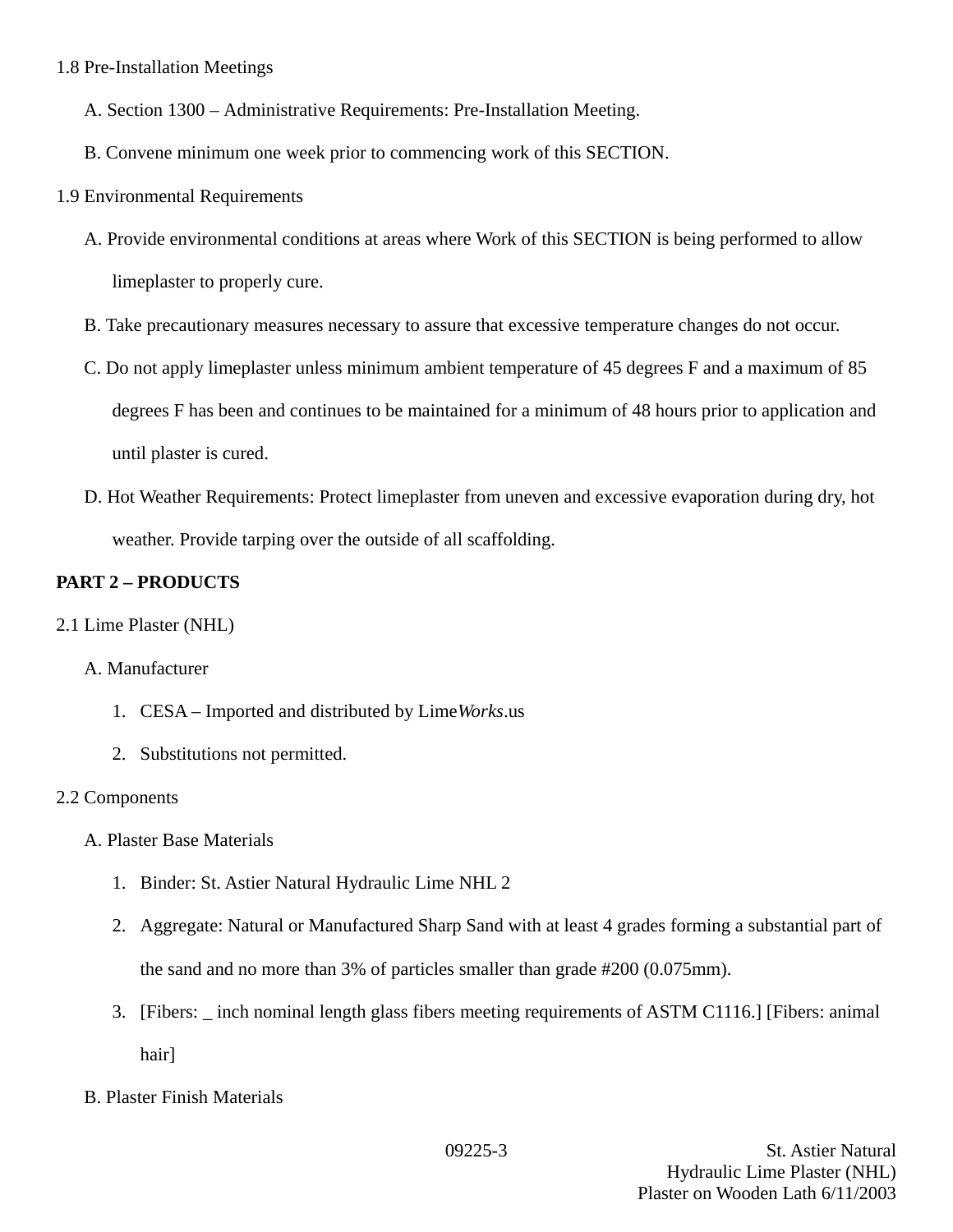1.8 Pre-Installation Meetings

A. Section 1300 – Administrative Requirements: Pre-Installation Meeting.

B. Convene minimum one week prior to commencing work of this SECTION.

1.9 Environmental Requirements

A. Provide environmental conditions at areas where Work of this SECTION is being performed to allow limeplaster to properly cure.

B. Take precautionary measures necessary to assure that excessive temperature changes do not occur.

C. Do not apply limeplaster unless minimum ambient temperature of 45 degrees F and a maximum of 85 degrees F has been and continues to be maintained for a minimum of 48 hours prior to application and until plaster is cured.

D. Hot Weather Requirements: Protect limeplaster from uneven and excessive evaporation during dry, hot weather. Provide tarping over the outside of all scaffolding.

**PART 2 – PRODUCTS**

2.1 Lime Plaster (NHL)

A. Manufacturer

1. CESA – Imported and distributed by Lime*Works*.us
2. Substitutions not permitted.

2.2 Components

A. Plaster Base Materials

1. Binder: St. Astier Natural Hydraulic Lime NHL 2
2. Aggregate: Natural or Manufactured Sharp Sand with at least 4 grades forming a substantial part of the sand and no more than 3% of particles smaller than grade #200 (0.075mm).
3. [Fibers: _ inch nominal length glass fibers meeting requirements of ASTM C1116.] [Fibers: animal hair]

B. Plaster Finish Materials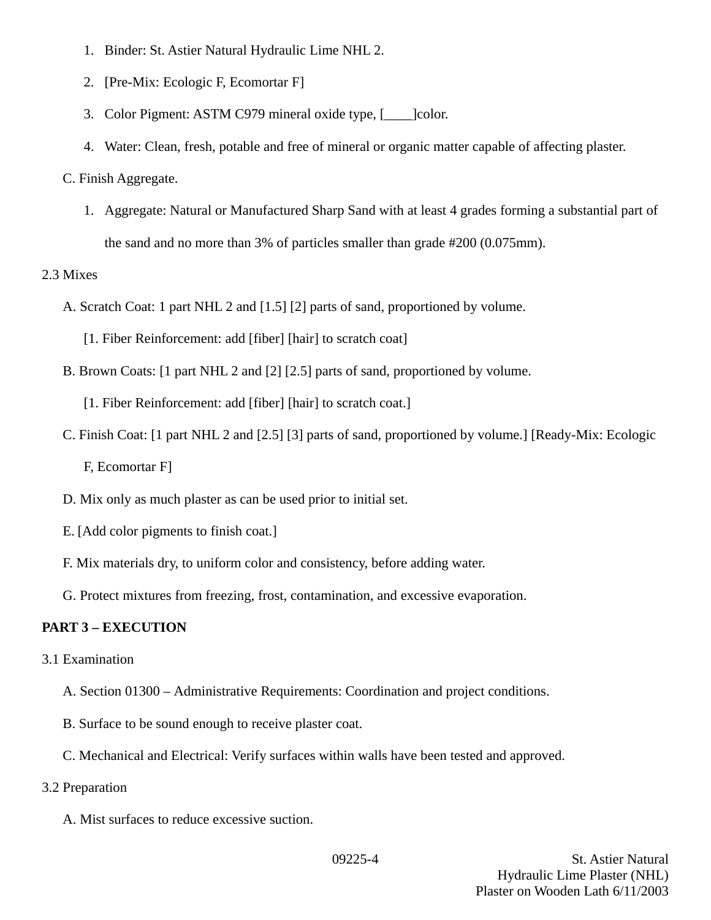1. Binder: St. Astier Natural Hydraulic Lime NHL 2.
2. [Pre-Mix: Ecologic F, Ecomortar F]
3. Color Pigment: ASTM C979 mineral oxide type, [____]color.
4. Water: Clean, fresh, potable and free of mineral or organic matter capable of affecting plaster.

C. Finish Aggregate.

1. Aggregate: Natural or Manufactured Sharp Sand with at least 4 grades forming a substantial part of the sand and no more than 3% of particles smaller than grade #200 (0.075mm).

2.3 Mixes

A. Scratch Coat: 1 part NHL 2 and [1.5] [2] parts of sand, proportioned by volume.

[1. Fiber Reinforcement: add [fiber] [hair] to scratch coat]

B. Brown Coats: [1 part NHL 2 and [2] [2.5] parts of sand, proportioned by volume.

[1. Fiber Reinforcement: add [fiber] [hair] to scratch coat.]

C. Finish Coat: [1 part NHL 2 and [2.5] [3] parts of sand, proportioned by volume.] [Ready-Mix: Ecologic F, Ecomortar F]

D. Mix only as much plaster as can be used prior to initial set.

E. [Add color pigments to finish coat.]

F. Mix materials dry, to uniform color and consistency, before adding water.

G. Protect mixtures from freezing, frost, contamination, and excessive evaporation.

**PART 3 – EXECUTION**

3.1 Examination

A. Section 01300 – Administrative Requirements: Coordination and project conditions.

B. Surface to be sound enough to receive plaster coat.

C. Mechanical and Electrical: Verify surfaces within walls have been tested and approved.

3.2 Preparation

A. Mist surfaces to reduce excessive suction.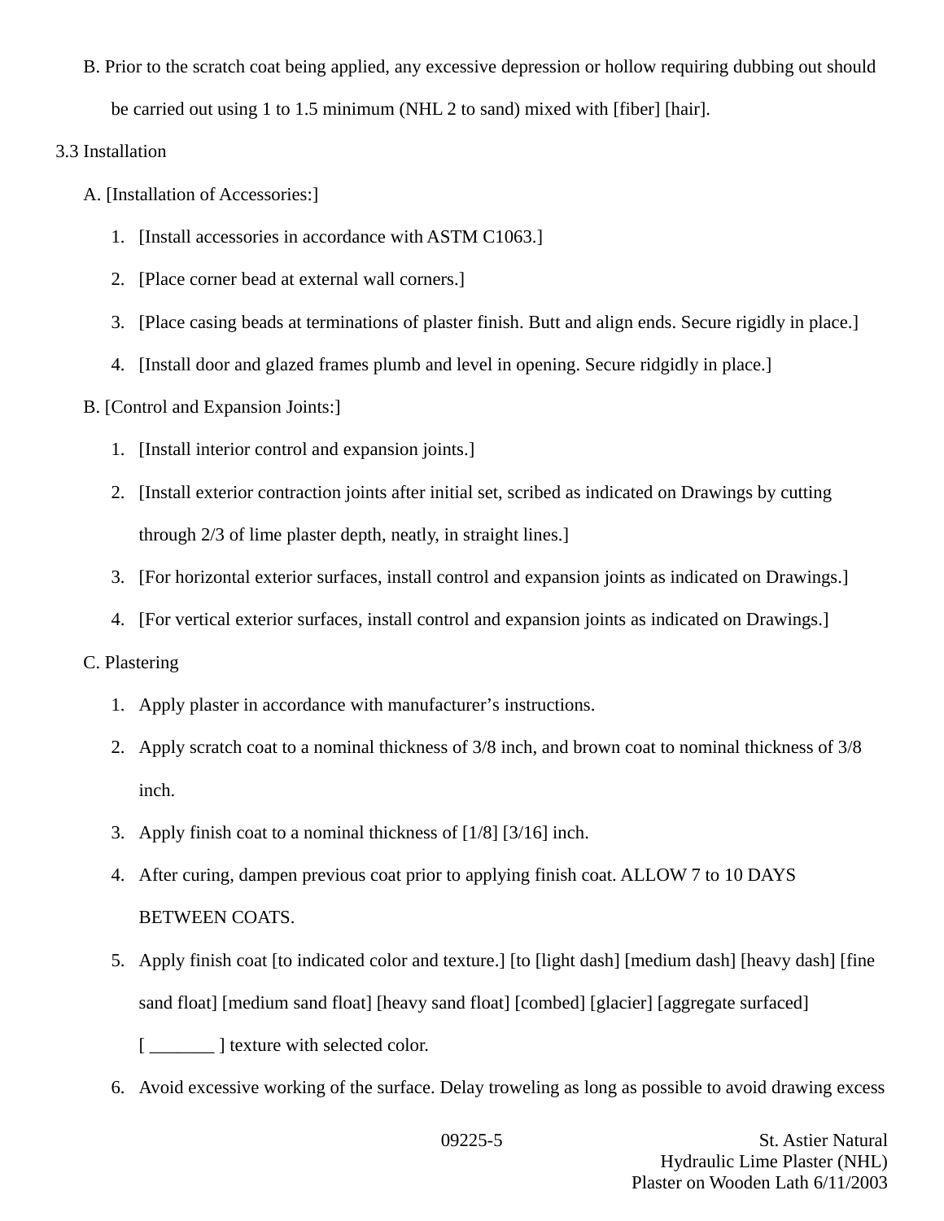B. Prior to the scratch coat being applied, any excessive depression or hollow requiring dubbing out should be carried out using 1 to 1.5 minimum (NHL 2 to sand) mixed with [fiber] [hair].

3.3 Installation

A. [Installation of Accessories:]

1. [Install accessories in accordance with ASTM C1063.]
2. [Place corner bead at external wall corners.]
3. [Place casing beads at terminations of plaster finish. Butt and align ends. Secure rigidly in place.]
4. [Install door and glazed frames plumb and level in opening. Secure ridgidly in place.]

B. [Control and Expansion Joints:]

1. [Install interior control and expansion joints.]
2. [Install exterior contraction joints after initial set, scribed as indicated on Drawings by cutting through 2/3 of lime plaster depth, neatly, in straight lines.]
3. [For horizontal exterior surfaces, install control and expansion joints as indicated on Drawings.]
4. [For vertical exterior surfaces, install control and expansion joints as indicated on Drawings.]

C. Plastering

1. Apply plaster in accordance with manufacturer's instructions.
2. Apply scratch coat to a nominal thickness of 3/8 inch, and brown coat to nominal thickness of 3/8 inch.
3. Apply finish coat to a nominal thickness of [1/8] [3/16] inch.
4. After curing, dampen previous coat prior to applying finish coat. ALLOW 7 to 10 DAYS BETWEEN COATS.
5. Apply finish coat [to indicated color and texture.] [to [light dash] [medium dash] [heavy dash] [fine sand float] [medium sand float] [heavy sand float] [combed] [glacier] [aggregate surfaced] [ _______ ] texture with selected color.
6. Avoid excessive working of the surface. Delay troweling as long as possible to avoid drawing excess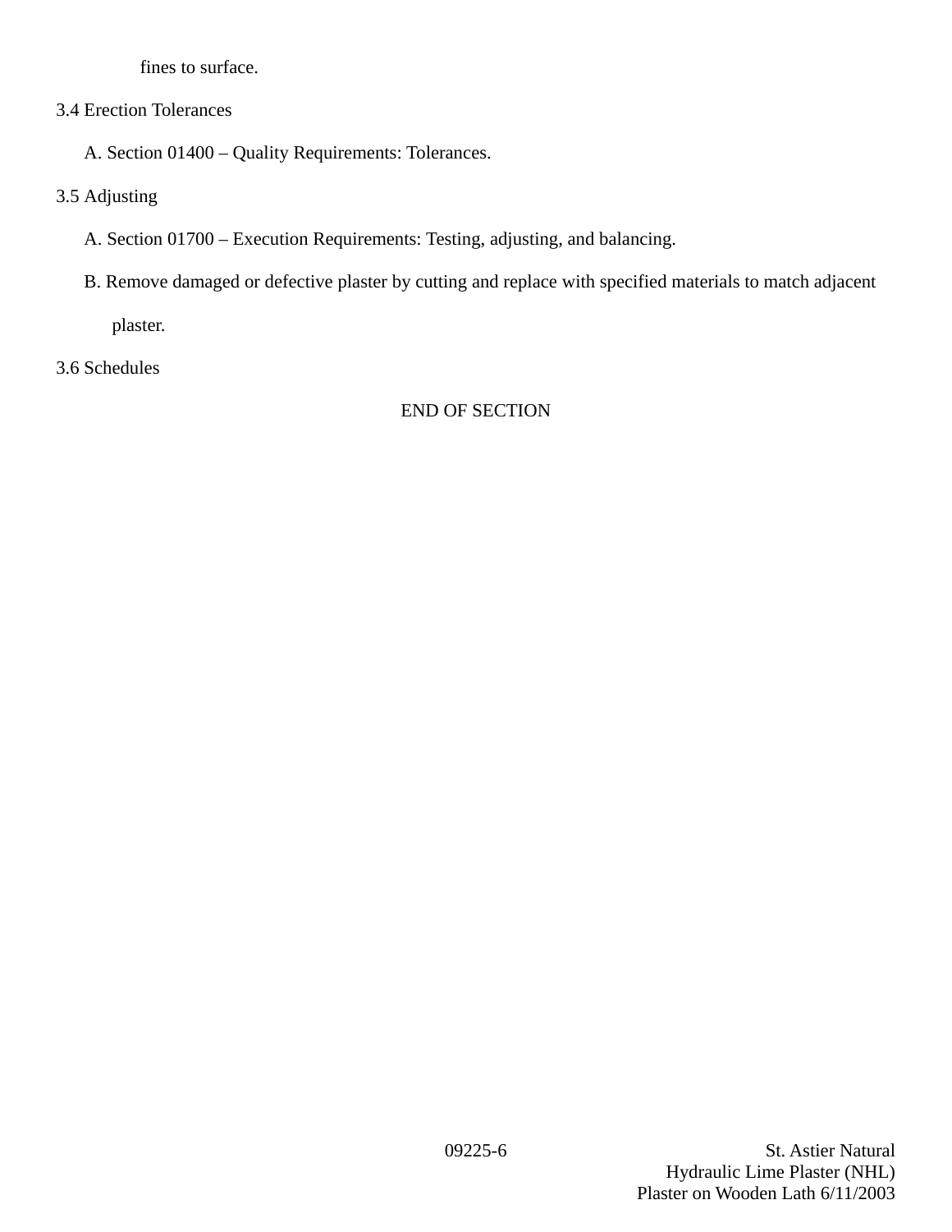fines to surface.

3.4 Erection Tolerances

A. Section 01400 – Quality Requirements: Tolerances.

3.5 Adjusting

A. Section 01700 – Execution Requirements: Testing, adjusting, and balancing.

B. Remove damaged or defective plaster by cutting and replace with specified materials to match adjacent plaster.

3.6 Schedules

END OF SECTION